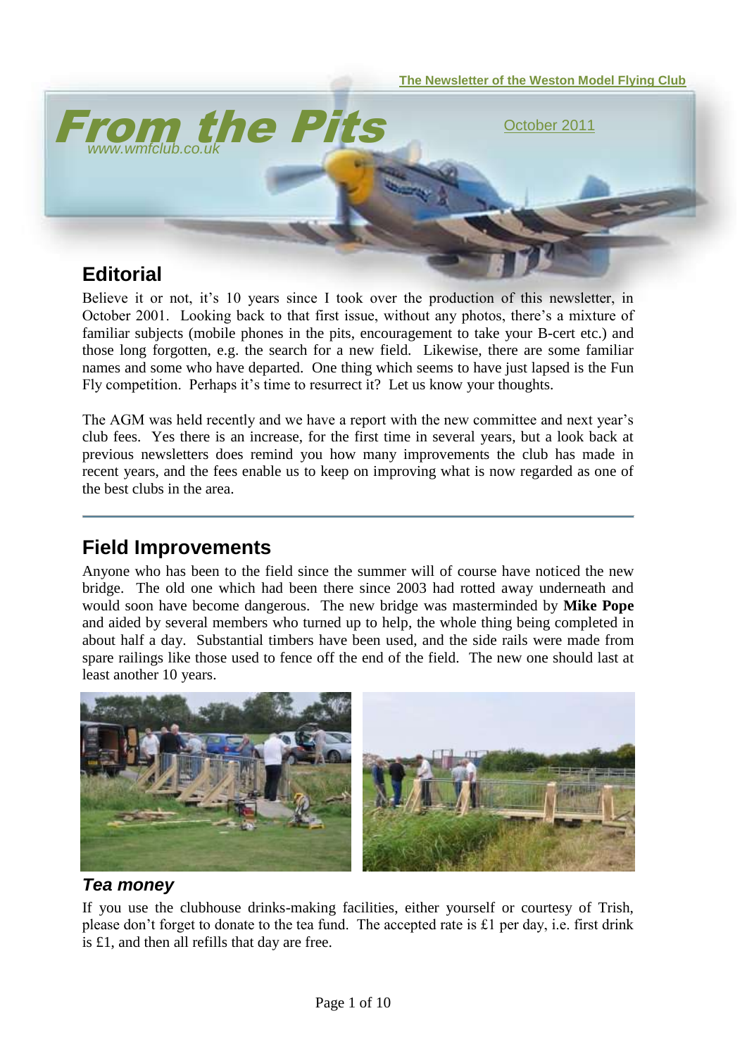The Newsletter of the Weston Model Flying Club

# From the Pits

www.wmfclub.co.uk

October 2011

## Editorial

Believe it or not, it's 10 years since I took over the production of this newsletter, in October 2001. Looking back to that first issue, without any photos, there's a mixture of familiar subjects (mobile phones in the pits, encouragement to take your B-cert etc.) and those long forgotten, e.g. the search for a new field. Likewise, there are some familiar names and some who have departed. One thing which seems to have just lapsed is the Fun Fly competition. Perhaps it's time to resurrect it? Let us know your thoughts.

The AGM was held recently and we have a report with the new committee and next year's club fees. Yes there is an increase, for the first time in several years, but a look back at previous newsletters does remind you how many improvements the club has made in recent years, and the fees enable us to keep on improving what is now regarded as one of the best clubs in the area.

## Field Improvements

Anyone who has been to the field since the summer will of course have noticed the new bridge. The old one which had been there since 2003 had rotted away underneath and would soon have become dangerous. The new bridge was masterminded by **Mike Pope** and aided by several members who turned up to help, the whole thing being completed in about half a day. Substantial timbers have been used, and the side rails were made from spare railings like those used to fence off the end of the field. The new one should last at least another 10 years.

### *Tea money*

If you use the clubhouse drinks-making facilities, either yourself or courtesy of Trish, please don't forget to donate to the tea fund. The accepted rate is £1 per day, i.e. first drink is £1, and then all refills that day are free.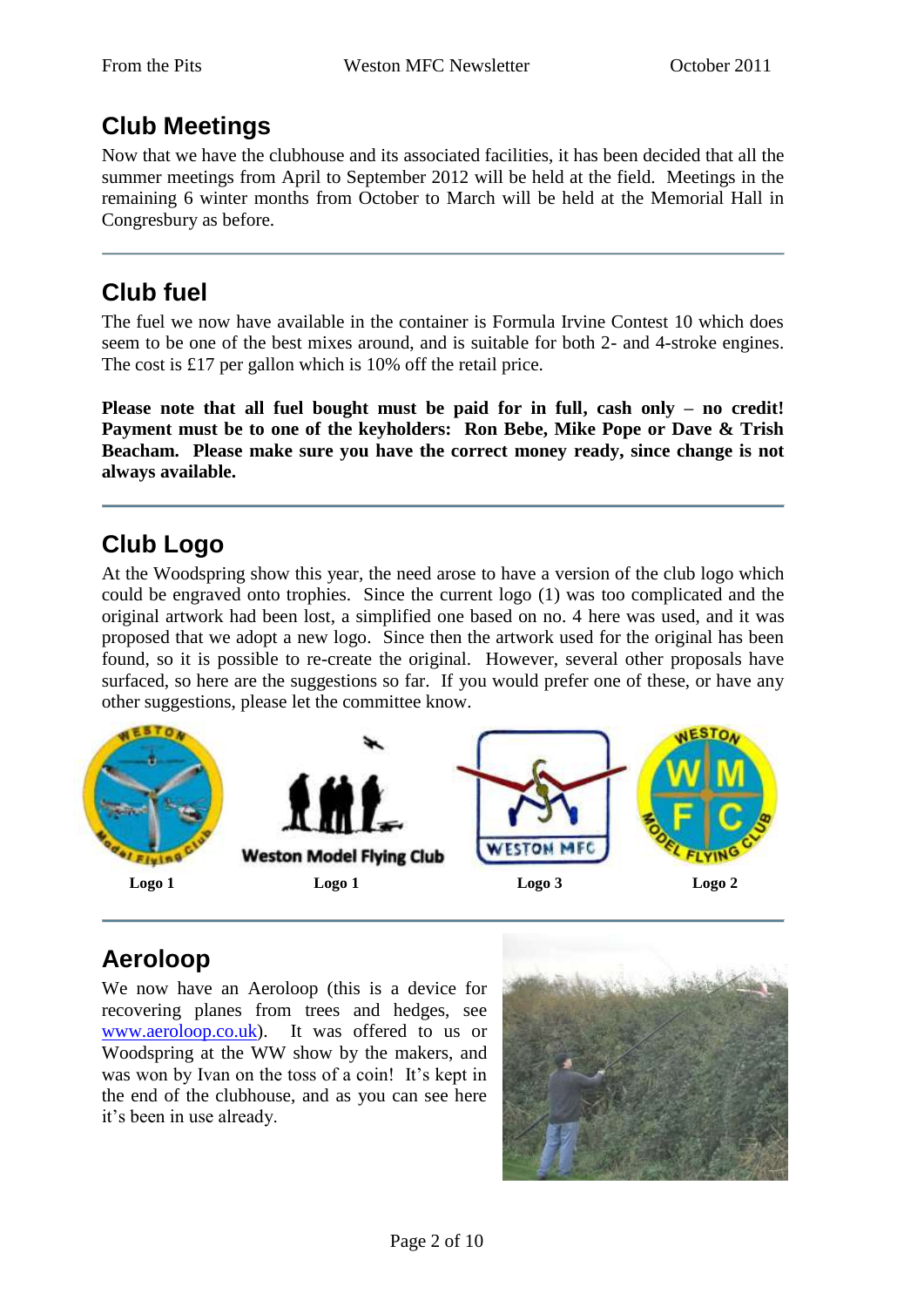## Club Meetings

Now that we have the clubhouse and its associated facilities, it has been decided that all the summer meetings from April to September 2012 will be held at the field. Meetings in the remaining 6 winter months from October to March will be held at the Memorial Hall in Congresbury as before.

## Club fuel

The fuel we now have available in the container is Formula Irvine Contest 10 which does seem to be one of the best mixes around, and is suitable for both 2- and 4-stroke engines. The cost is £17 per gallon which is 10% off the retail price.

**Please note that all fuel bought must be paid for in full, cash only – no credit! Payment must be to one of the keyholders: Ron Bebe, Mike Pope or Dave & Trish Beacham. Please make sure you have the correct money ready, since change is not always available.**

## Club Logo

At the Woodspring show this year, the need arose to have a version of the club logo which could be engraved onto trophies. Since the current logo (1) was too complicated and the original artwork had been lost, a simplified one based on no. 4 here was used, and it was proposed that we adopt a new logo. Since then the artwork used for the original has been found, so it is possible to re-create the original. However, several other proposals have surfaced, so here are the suggestions so far. If you would prefer one of these, or have any other suggestions, please let the committee know.

**Logo 1** **Logo 1** **Logo 3** **Logo 2**

## Aeroloop

We now have an Aeroloop (this is a device for recovering planes from trees and hedges, see www.aeroloop.co.uk). It was offered to us or Woodspring at the WW show by the makers, and was won by Ivan on the toss of a coin! It's kept in the end of the clubhouse, and as you can see here it's been in use already.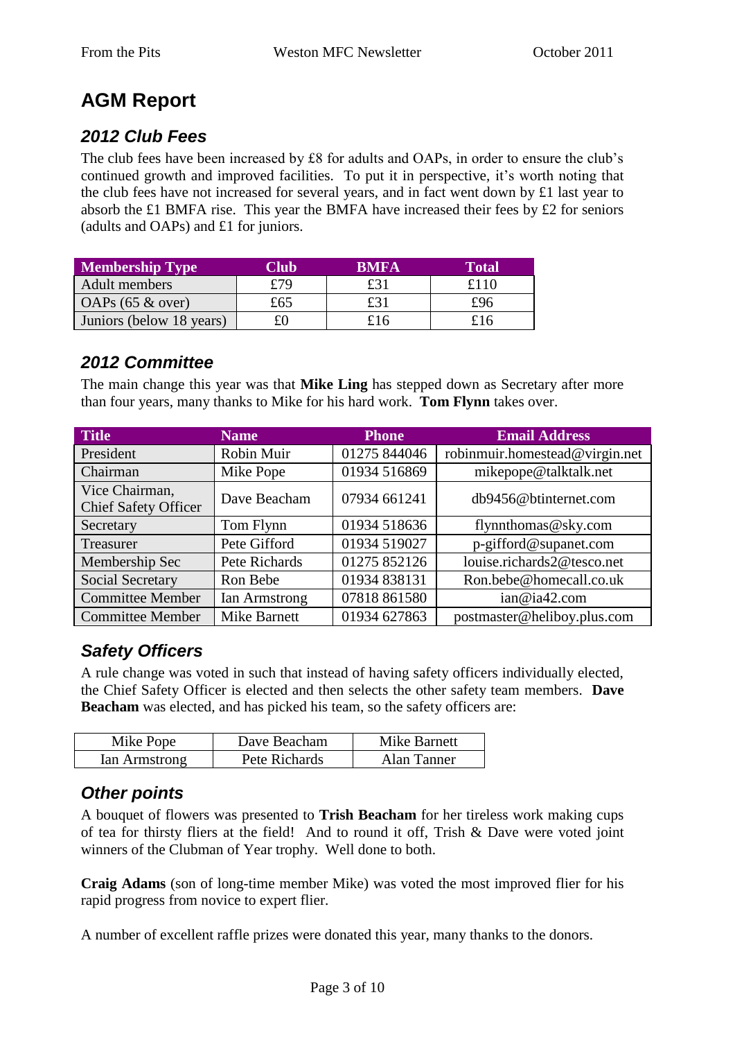# AGM Report

## *2012 Club Fees*

The club fees have been increased by £8 for adults and OAPs, in order to ensure the club's continued growth and improved facilities. To put it in perspective, it's worth noting that the club fees have not increased for several years, and in fact went down by £1 last year to absorb the £1 BMFA rise. This year the BMFA have increased their fees by £2 for seniors (adults and OAPs) and £1 for juniors.

| Membership Type | Club | BMFA | Total |
|---|---|---|---|
| Adult members | £79 | £31 | £110 |
| OAPs (65 & over) | £65 | £31 | £96 |
| Juniors (below 18 years) | £0 | £16 | £16 |

## *2012 Committee*

The main change this year was that **Mike Ling** has stepped down as Secretary after more than four years, many thanks to Mike for his hard work. **Tom Flynn** takes over.

| Title | Name | Phone | Email Address |
|---|---|---|---|
| President | Robin Muir | 01275 844046 | robinmuir.homestead@virgin.net |
| Chairman | Mike Pope | 01934 516869 | mikepope@talktalk.net |
| Vice Chairman, Chief Safety Officer | Dave Beacham | 07934 661241 | db9456@btinternet.com |
| Secretary | Tom Flynn | 01934 518636 | flynnthomas@sky.com |
| Treasurer | Pete Gifford | 01934 519027 | p-gifford@supanet.com |
| Membership Sec | Pete Richards | 01275 852126 | louise.richards2@tesco.net |
| Social Secretary | Ron Bebe | 01934 838131 | Ron.bebe@homecall.co.uk |
| Committee Member | Ian Armstrong | 07818 861580 | ian@ia42.com |
| Committee Member | Mike Barnett | 01934 627863 | postmaster@heliboy.plus.com |

## *Safety Officers*

A rule change was voted in such that instead of having safety officers individually elected, the Chief Safety Officer is elected and then selects the other safety team members. **Dave Beacham** was elected, and has picked his team, so the safety officers are:

| | | |
|---|---|---|
| Mike Pope | Dave Beacham | Mike Barnett |
| Ian Armstrong | Pete Richards | Alan Tanner |

## *Other points*

A bouquet of flowers was presented to **Trish Beacham** for her tireless work making cups of tea for thirsty fliers at the field! And to round it off, Trish & Dave were voted joint winners of the Clubman of Year trophy. Well done to both.

**Craig Adams** (son of long-time member Mike) was voted the most improved flier for his rapid progress from novice to expert flier.

A number of excellent raffle prizes were donated this year, many thanks to the donors.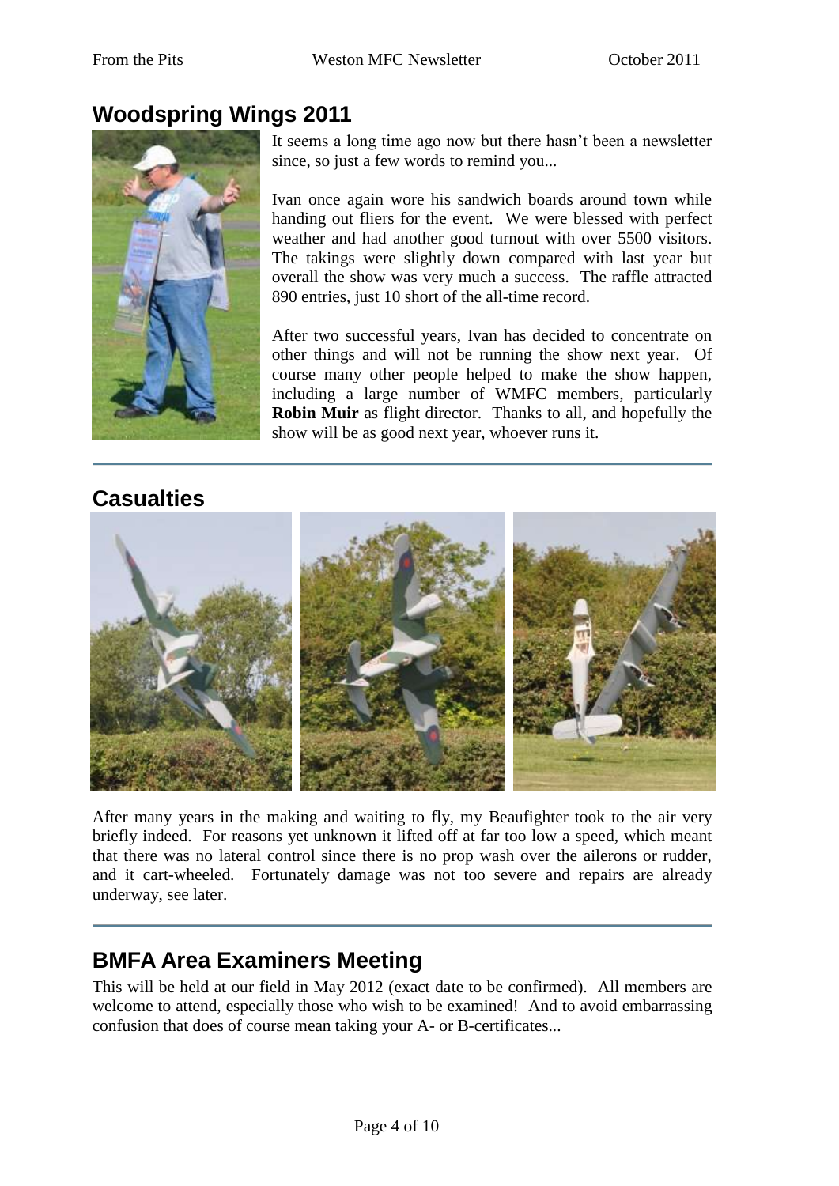## Woodspring Wings 2011

It seems a long time ago now but there hasn't been a newsletter since, so just a few words to remind you...

Ivan once again wore his sandwich boards around town while handing out fliers for the event. We were blessed with perfect weather and had another good turnout with over 5500 visitors. The takings were slightly down compared with last year but overall the show was very much a success. The raffle attracted 890 entries, just 10 short of the all-time record.

After two successful years, Ivan has decided to concentrate on other things and will not be running the show next year. Of course many other people helped to make the show happen, including a large number of WMFC members, particularly **Robin Muir** as flight director. Thanks to all, and hopefully the show will be as good next year, whoever runs it.

## Casualties

After many years in the making and waiting to fly, my Beaufighter took to the air very briefly indeed. For reasons yet unknown it lifted off at far too low a speed, which meant that there was no lateral control since there is no prop wash over the ailerons or rudder, and it cart-wheeled. Fortunately damage was not too severe and repairs are already underway, see later.

## BMFA Area Examiners Meeting

This will be held at our field in May 2012 (exact date to be confirmed). All members are welcome to attend, especially those who wish to be examined! And to avoid embarrassing confusion that does of course mean taking your A- or B-certificates...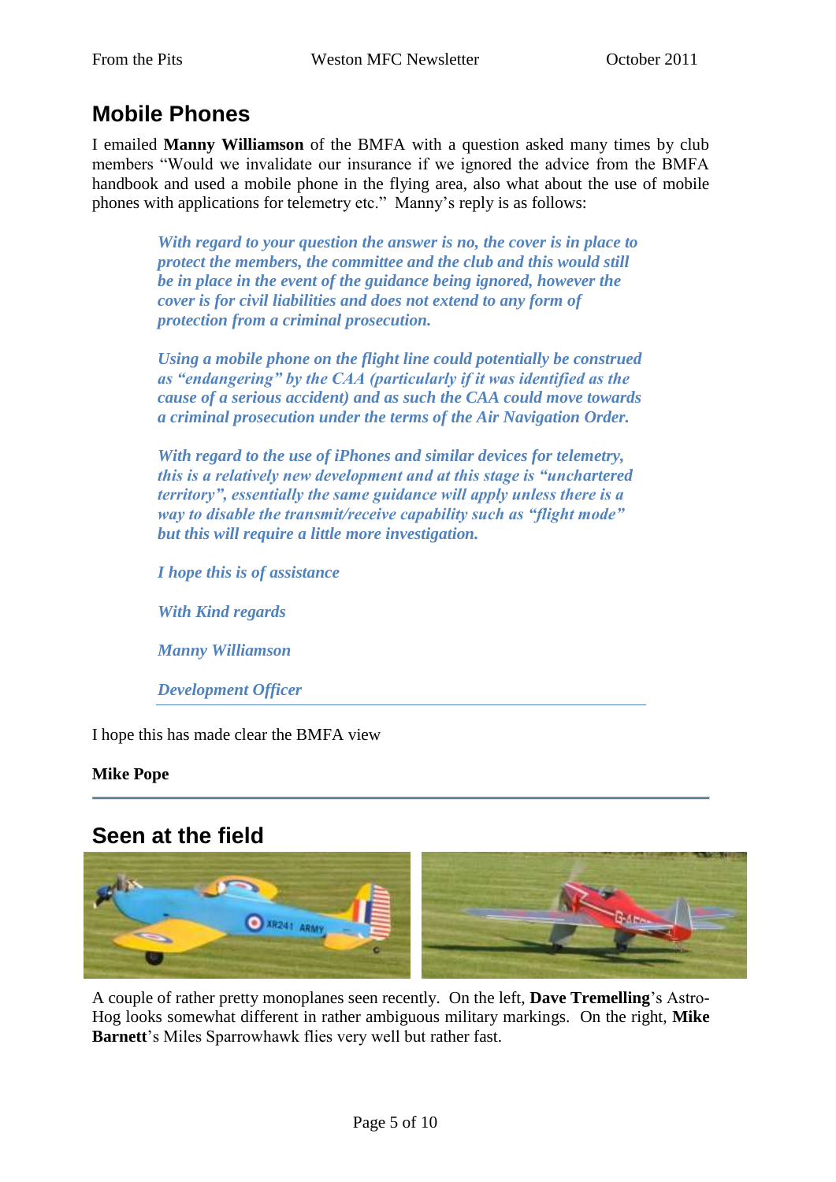## Mobile Phones

I emailed **Manny Williamson** of the BMFA with a question asked many times by club members "Would we invalidate our insurance if we ignored the advice from the BMFA handbook and used a mobile phone in the flying area, also what about the use of mobile phones with applications for telemetry etc." Manny's reply is as follows:

> ***With regard to your question the answer is no, the cover is in place to protect the members, the committee and the club and this would still be in place in the event of the guidance being ignored, however the cover is for civil liabilities and does not extend to any form of protection from a criminal prosecution.***
>
> ***Using a mobile phone on the flight line could potentially be construed as "endangering" by the CAA (particularly if it was identified as the cause of a serious accident) and as such the CAA could move towards a criminal prosecution under the terms of the Air Navigation Order.***
>
> ***With regard to the use of iPhones and similar devices for telemetry, this is a relatively new development and at this stage is "unchartered territory", essentially the same guidance will apply unless there is a way to disable the transmit/receive capability such as "flight mode" but this will require a little more investigation.***
>
> ***I hope this is of assistance***
>
> ***With Kind regards***
>
> ***Manny Williamson***
>
> ***Development Officer***

I hope this has made clear the BMFA view

**Mike Pope**

---

## Seen at the field

A couple of rather pretty monoplanes seen recently. On the left, **Dave Tremelling**'s Astro-Hog looks somewhat different in rather ambiguous military markings. On the right, **Mike Barnett**'s Miles Sparrowhawk flies very well but rather fast.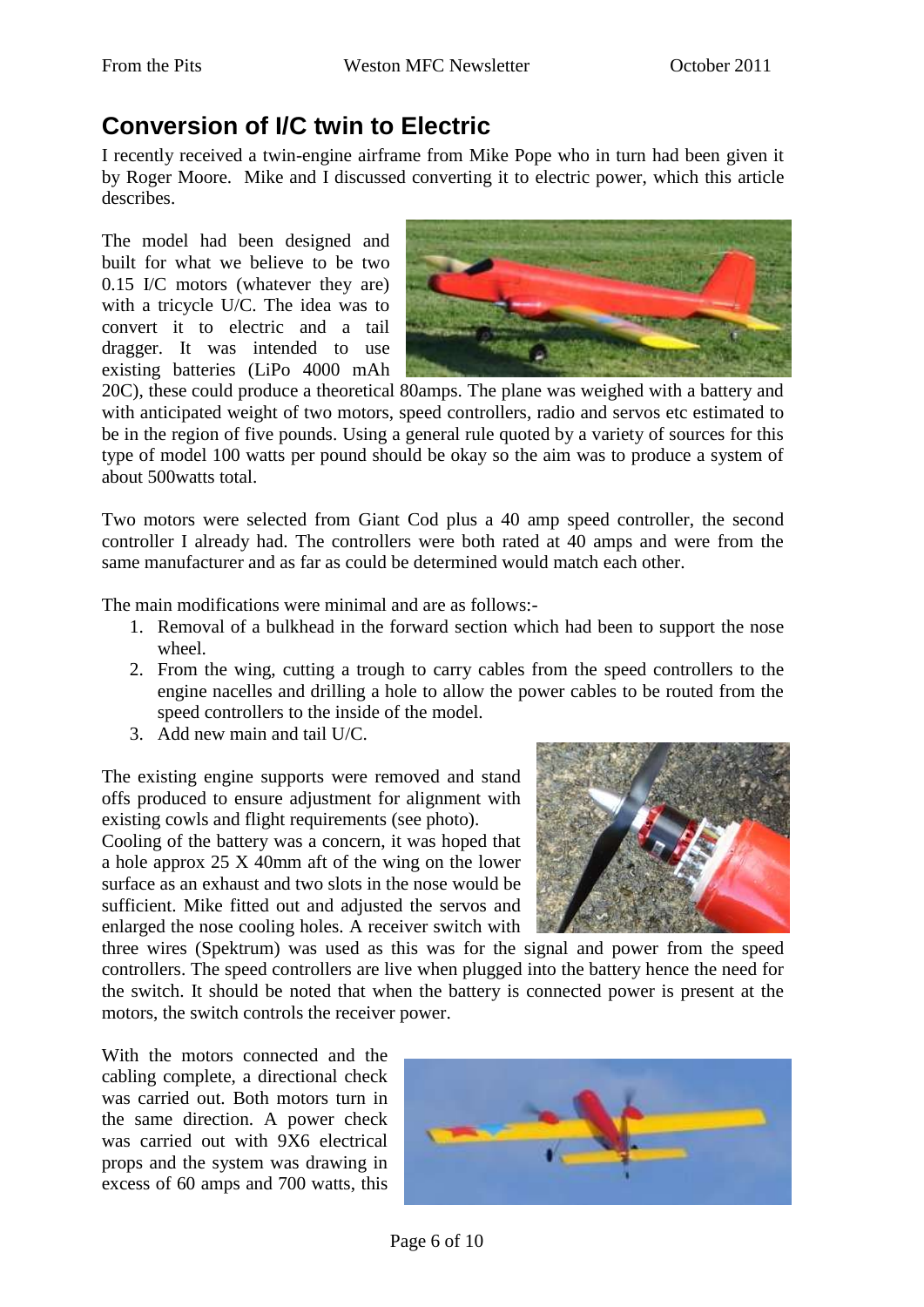# Conversion of I/C twin to Electric

I recently received a twin-engine airframe from Mike Pope who in turn had been given it by Roger Moore. Mike and I discussed converting it to electric power, which this article describes.

The model had been designed and built for what we believe to be two 0.15 I/C motors (whatever they are) with a tricycle U/C. The idea was to convert it to electric and a tail dragger. It was intended to use existing batteries (LiPo 4000 mAh 20C), these could produce a theoretical 80amps. The plane was weighed with a battery and with anticipated weight of two motors, speed controllers, radio and servos etc estimated to be in the region of five pounds. Using a general rule quoted by a variety of sources for this type of model 100 watts per pound should be okay so the aim was to produce a system of about 500watts total.

Two motors were selected from Giant Cod plus a 40 amp speed controller, the second controller I already had. The controllers were both rated at 40 amps and were from the same manufacturer and as far as could be determined would match each other.

The main modifications were minimal and are as follows:-

1. Removal of a bulkhead in the forward section which had been to support the nose wheel.
2. From the wing, cutting a trough to carry cables from the speed controllers to the engine nacelles and drilling a hole to allow the power cables to be routed from the speed controllers to the inside of the model.
3. Add new main and tail U/C.

The existing engine supports were removed and stand offs produced to ensure adjustment for alignment with existing cowls and flight requirements (see photo).
Cooling of the battery was a concern, it was hoped that a hole approx 25 X 40mm aft of the wing on the lower surface as an exhaust and two slots in the nose would be sufficient. Mike fitted out and adjusted the servos and enlarged the nose cooling holes. A receiver switch with three wires (Spektrum) was used as this was for the signal and power from the speed controllers. The speed controllers are live when plugged into the battery hence the need for the switch. It should be noted that when the battery is connected power is present at the motors, the switch controls the receiver power.

With the motors connected and the cabling complete, a directional check was carried out. Both motors turn in the same direction. A power check was carried out with 9X6 electrical props and the system was drawing in excess of 60 amps and 700 watts, this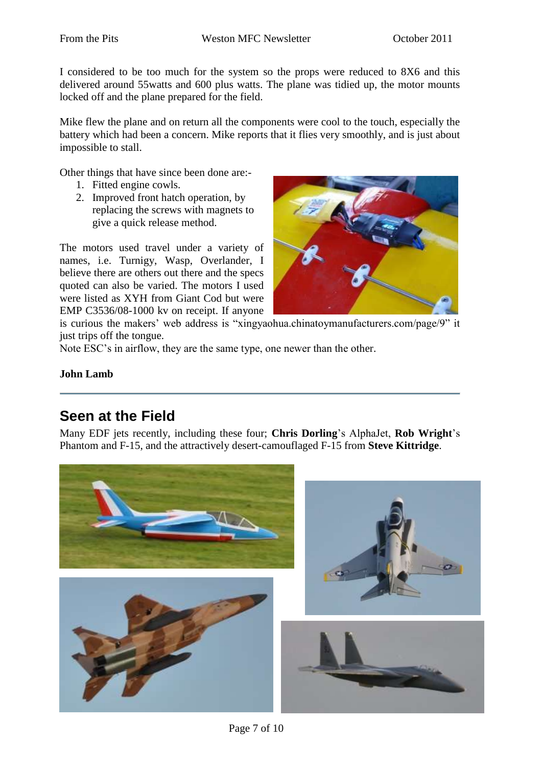I considered to be too much for the system so the props were reduced to 8X6 and this delivered around 55watts and 600 plus watts. The plane was tidied up, the motor mounts locked off and the plane prepared for the field.

Mike flew the plane and on return all the components were cool to the touch, especially the battery which had been a concern. Mike reports that it flies very smoothly, and is just about impossible to stall.

Other things that have since been done are:-

1. Fitted engine cowls.
2. Improved front hatch operation, by replacing the screws with magnets to give a quick release method.

The motors used travel under a variety of names, i.e. Turnigy, Wasp, Overlander, I believe there are others out there and the specs quoted can also be varied. The motors I used were listed as XYH from Giant Cod but were EMP C3536/08-1000 kv on receipt. If anyone is curious the makers' web address is "xingyaohua.chinatoymanufacturers.com/page/9" it just trips off the tongue.

Note ESC's in airflow, they are the same type, one newer than the other.

**John Lamb**

---

## Seen at the Field

Many EDF jets recently, including these four; **Chris Dorling**'s AlphaJet, **Rob Wright**'s Phantom and F-15, and the attractively desert-camouflaged F-15 from **Steve Kittridge**.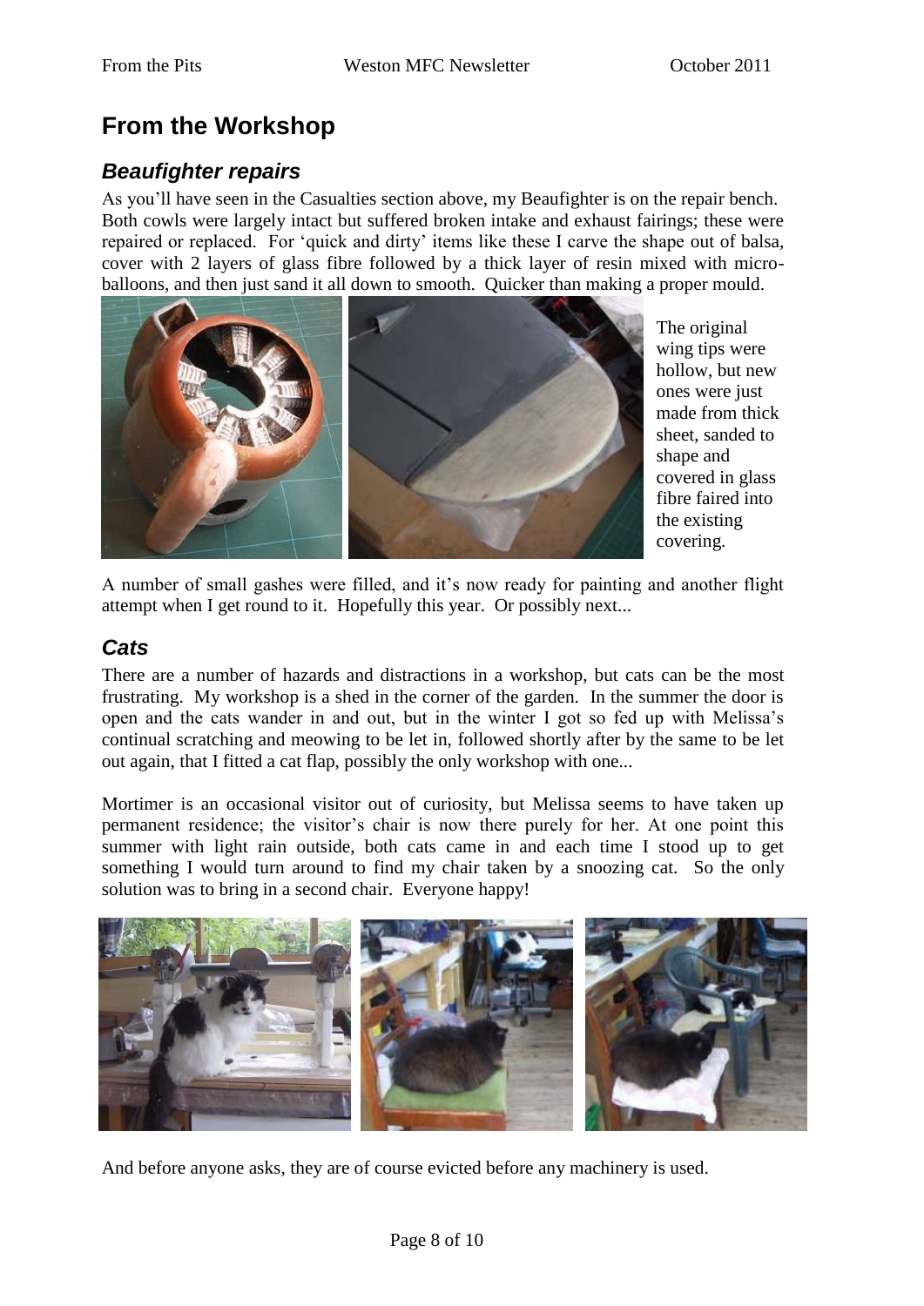# From the Workshop

## *Beaufighter repairs*

As you'll have seen in the Casualties section above, my Beaufighter is on the repair bench. Both cowls were largely intact but suffered broken intake and exhaust fairings; these were repaired or replaced. For 'quick and dirty' items like these I carve the shape out of balsa, cover with 2 layers of glass fibre followed by a thick layer of resin mixed with micro-balloons, and then just sand it all down to smooth. Quicker than making a proper mould.

The original wing tips were hollow, but new ones were just made from thick sheet, sanded to shape and covered in glass fibre faired into the existing covering.

A number of small gashes were filled, and it's now ready for painting and another flight attempt when I get round to it. Hopefully this year. Or possibly next...

## *Cats*

There are a number of hazards and distractions in a workshop, but cats can be the most frustrating. My workshop is a shed in the corner of the garden. In the summer the door is open and the cats wander in and out, but in the winter I got so fed up with Melissa's continual scratching and meowing to be let in, followed shortly after by the same to be let out again, that I fitted a cat flap, possibly the only workshop with one...

Mortimer is an occasional visitor out of curiosity, but Melissa seems to have taken up permanent residence; the visitor's chair is now there purely for her. At one point this summer with light rain outside, both cats came in and each time I stood up to get something I would turn around to find my chair taken by a snoozing cat. So the only solution was to bring in a second chair. Everyone happy!

And before anyone asks, they are of course evicted before any machinery is used.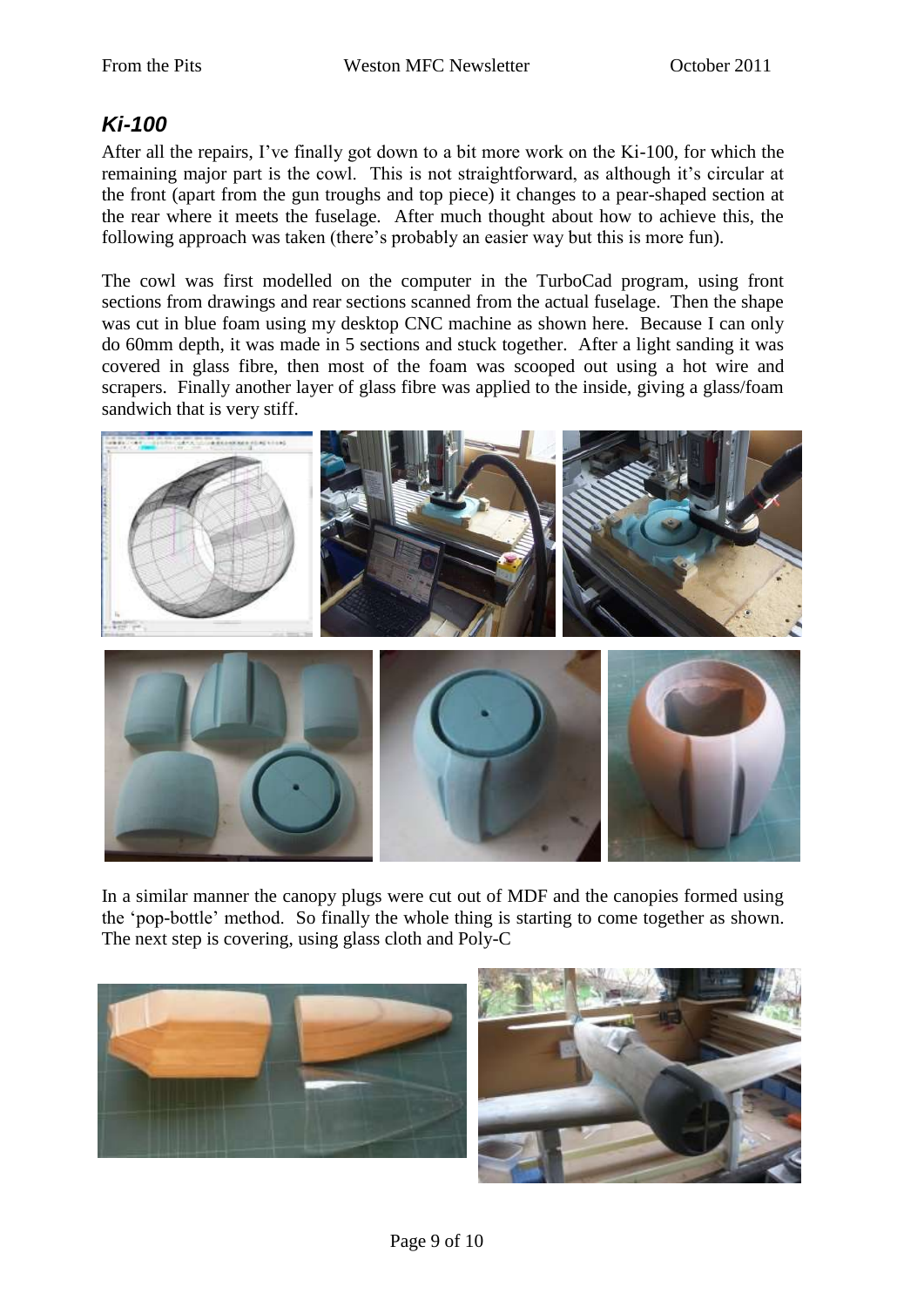## *Ki-100*

After all the repairs, I've finally got down to a bit more work on the Ki-100, for which the remaining major part is the cowl. This is not straightforward, as although it's circular at the front (apart from the gun troughs and top piece) it changes to a pear-shaped section at the rear where it meets the fuselage. After much thought about how to achieve this, the following approach was taken (there's probably an easier way but this is more fun).

The cowl was first modelled on the computer in the TurboCad program, using front sections from drawings and rear sections scanned from the actual fuselage. Then the shape was cut in blue foam using my desktop CNC machine as shown here. Because I can only do 60mm depth, it was made in 5 sections and stuck together. After a light sanding it was covered in glass fibre, then most of the foam was scooped out using a hot wire and scrapers. Finally another layer of glass fibre was applied to the inside, giving a glass/foam sandwich that is very stiff.

In a similar manner the canopy plugs were cut out of MDF and the canopies formed using the 'pop-bottle' method. So finally the whole thing is starting to come together as shown. The next step is covering, using glass cloth and Poly-C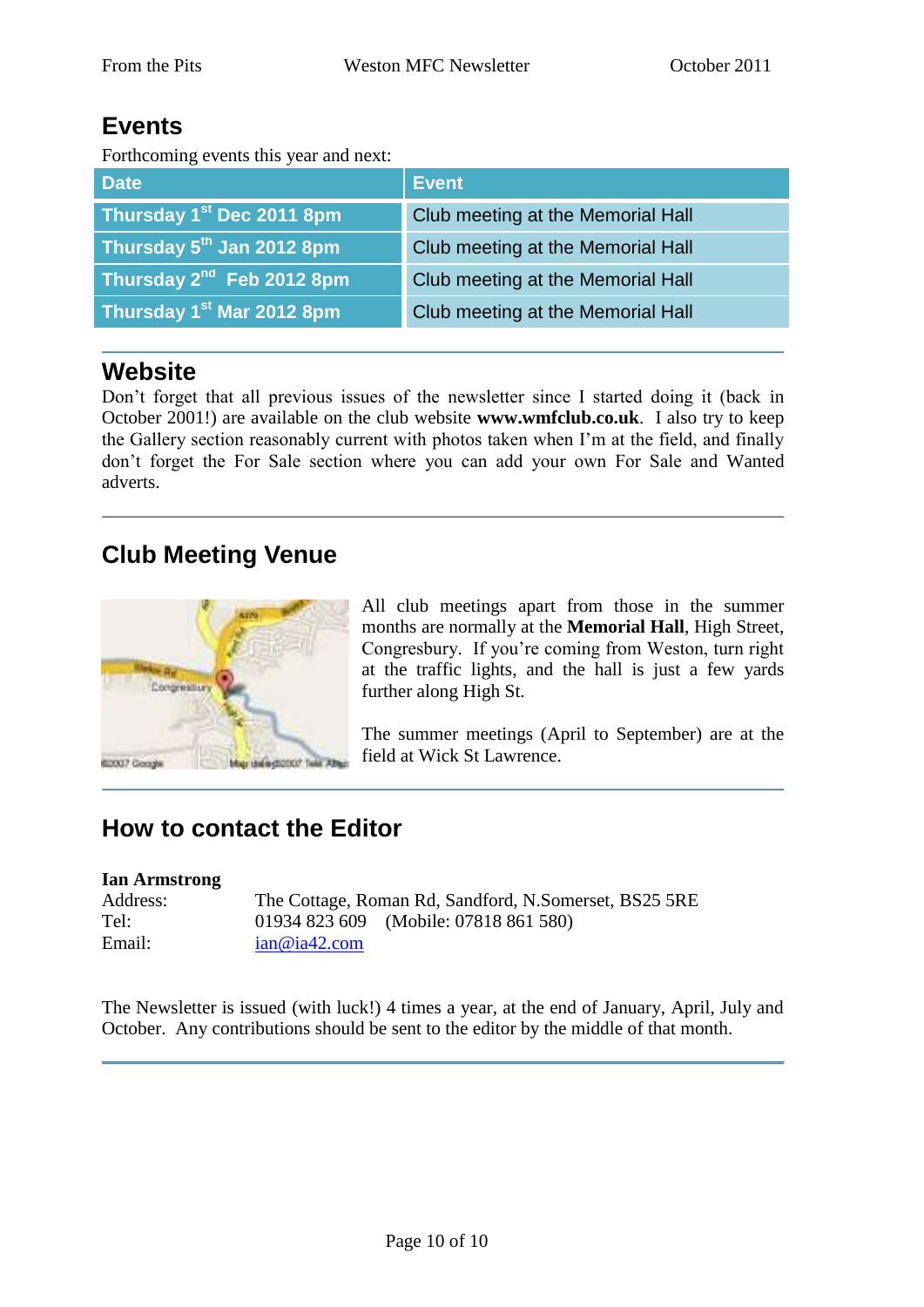## Events

Forthcoming events this year and next:

| Date | Event |
|---|---|
| Thursday 1st Dec 2011 8pm | Club meeting at the Memorial Hall |
| Thursday 5th Jan 2012 8pm | Club meeting at the Memorial Hall |
| Thursday 2nd Feb 2012 8pm | Club meeting at the Memorial Hall |
| Thursday 1st Mar 2012 8pm | Club meeting at the Memorial Hall |

## Website

Don't forget that all previous issues of the newsletter since I started doing it (back in October 2001!) are available on the club website **www.wmfclub.co.uk**. I also try to keep the Gallery section reasonably current with photos taken when I'm at the field, and finally don't forget the For Sale section where you can add your own For Sale and Wanted adverts.

## Club Meeting Venue

All club meetings apart from those in the summer months are normally at the **Memorial Hall**, High Street, Congresbury. If you're coming from Weston, turn right at the traffic lights, and the hall is just a few yards further along High St.

The summer meetings (April to September) are at the field at Wick St Lawrence.

## How to contact the Editor

**Ian Armstrong**

| | |
|---|---|
| Address: | The Cottage, Roman Rd, Sandford, N.Somerset, BS25 5RE |
| Tel: | 01934 823 609 (Mobile: 07818 861 580) |
| Email: | ian@ia42.com |

The Newsletter is issued (with luck!) 4 times a year, at the end of January, April, July and October. Any contributions should be sent to the editor by the middle of that month.